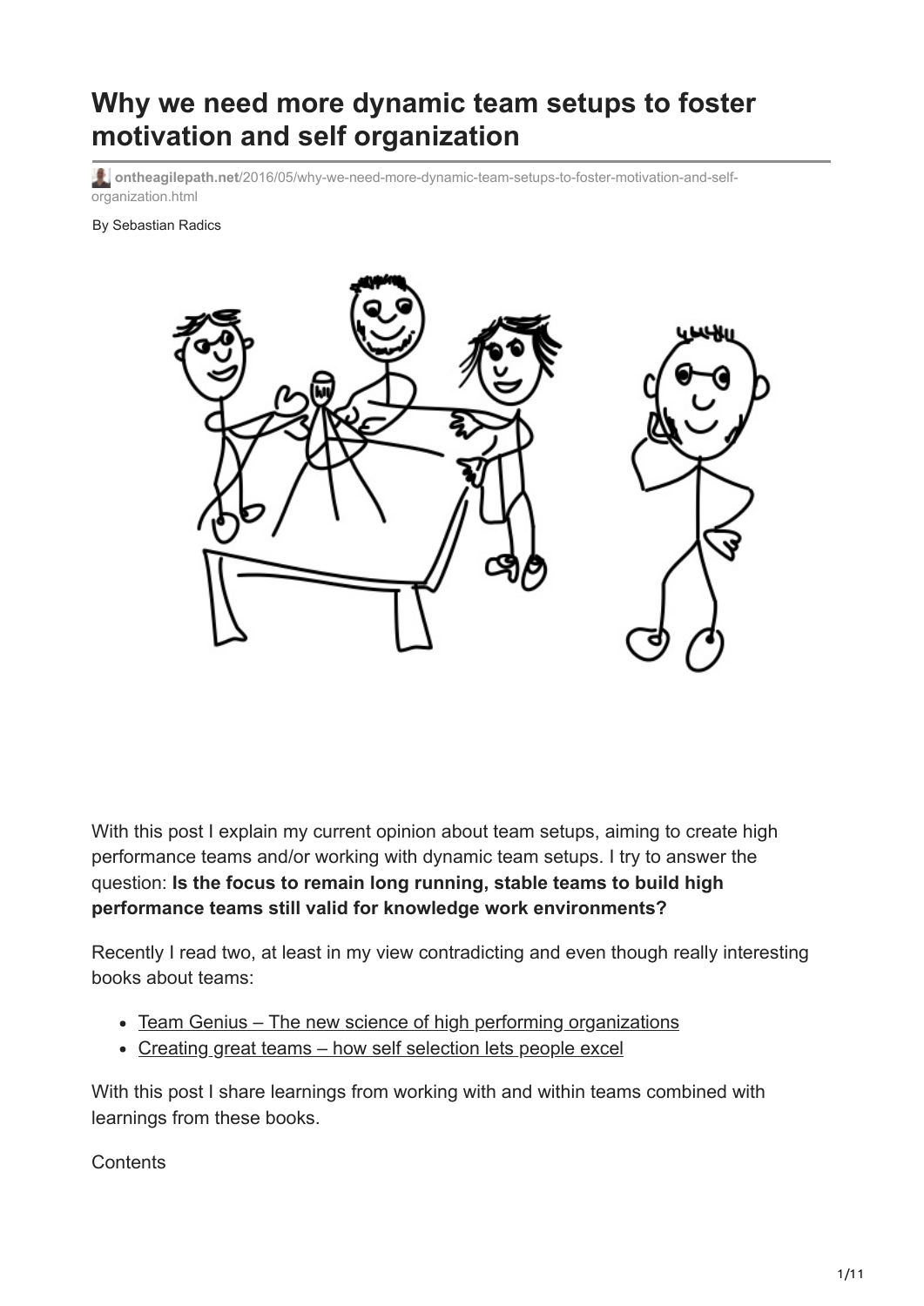# Why we need more dynamic team setups to foster motivation and self organization

ontheagilepath.net/2016/05/why-we-need-more-dynamic-team-setups-to-foster-motivation-and-self-organization.html

By Sebastian Radics

With this post I explain my current opinion about team setups, aiming to create high performance teams and/or working with dynamic team setups. I try to answer the question: **Is the focus to remain long running, stable teams to build high performance teams still valid for knowledge work environments?**

Recently I read two, at least in my view contradicting and even though really interesting books about teams:

- Team Genius – The new science of high performing organizations
- Creating great teams – how self selection lets people excel

With this post I share learnings from working with and within teams combined with learnings from these books.

Contents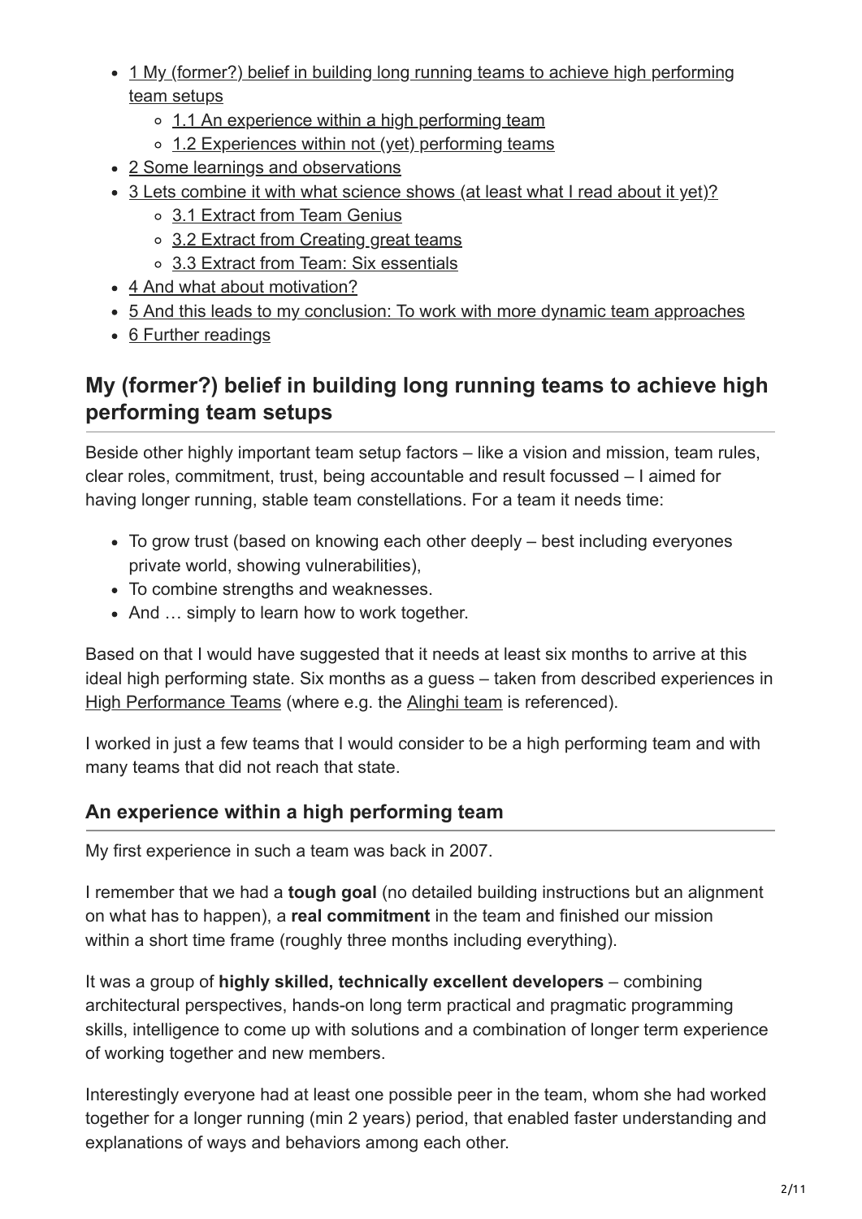- 1 My (former?) belief in building long running teams to achieve high performing team setups
  - 1.1 An experience within a high performing team
  - 1.2 Experiences within not (yet) performing teams
- 2 Some learnings and observations
- 3 Lets combine it with what science shows (at least what I read about it yet)?
  - 3.1 Extract from Team Genius
  - 3.2 Extract from Creating great teams
  - 3.3 Extract from Team: Six essentials
- 4 And what about motivation?
- 5 And this leads to my conclusion: To work with more dynamic team approaches
- 6 Further readings

## My (former?) belief in building long running teams to achieve high performing team setups

Beside other highly important team setup factors – like a vision and mission, team rules, clear roles, commitment, trust, being accountable and result focussed – I aimed for having longer running, stable team constellations. For a team it needs time:

- To grow trust (based on knowing each other deeply – best including everyones private world, showing vulnerabilities),
- To combine strengths and weaknesses.
- And … simply to learn how to work together.

Based on that I would have suggested that it needs at least six months to arrive at this ideal high performing state. Six months as a guess – taken from described experiences in High Performance Teams (where e.g. the Alinghi team is referenced).

I worked in just a few teams that I would consider to be a high performing team and with many teams that did not reach that state.

### An experience within a high performing team

My first experience in such a team was back in 2007.

I remember that we had a **tough goal** (no detailed building instructions but an alignment on what has to happen), a **real commitment** in the team and finished our mission within a short time frame (roughly three months including everything).

It was a group of **highly skilled, technically excellent developers** – combining architectural perspectives, hands-on long term practical and pragmatic programming skills, intelligence to come up with solutions and a combination of longer term experience of working together and new members.

Interestingly everyone had at least one possible peer in the team, whom she had worked together for a longer running (min 2 years) period, that enabled faster understanding and explanations of ways and behaviors among each other.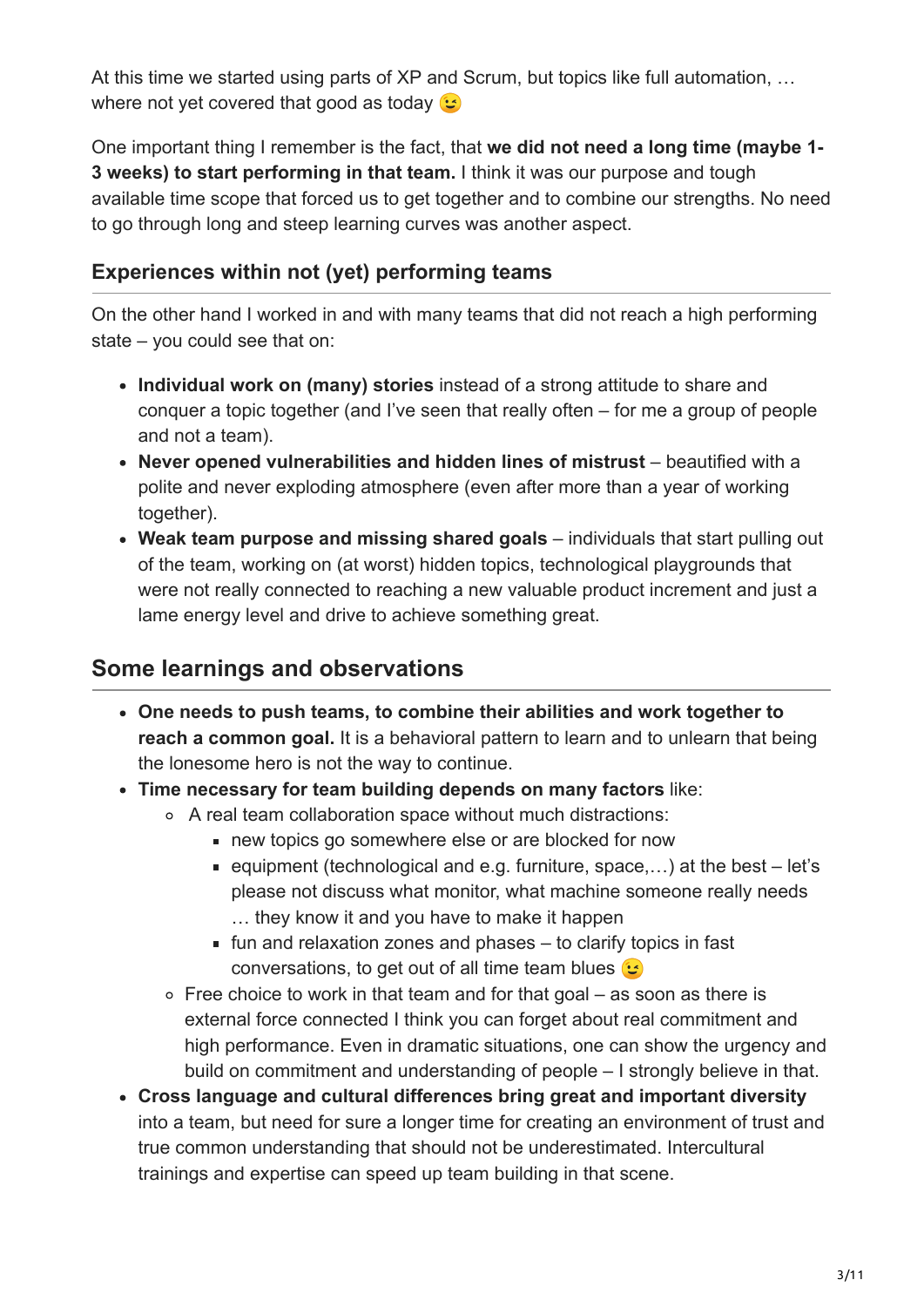At this time we started using parts of XP and Scrum, but topics like full automation, … where not yet covered that good as today 😉

One important thing I remember is the fact, that **we did not need a long time (maybe 1-3 weeks) to start performing in that team.** I think it was our purpose and tough available time scope that forced us to get together and to combine our strengths. No need to go through long and steep learning curves was another aspect.

### Experiences within not (yet) performing teams

On the other hand I worked in and with many teams that did not reach a high performing state – you could see that on:

- **Individual work on (many) stories** instead of a strong attitude to share and conquer a topic together (and I've seen that really often – for me a group of people and not a team).
- **Never opened vulnerabilities and hidden lines of mistrust** – beautified with a polite and never exploding atmosphere (even after more than a year of working together).
- **Weak team purpose and missing shared goals** – individuals that start pulling out of the team, working on (at worst) hidden topics, technological playgrounds that were not really connected to reaching a new valuable product increment and just a lame energy level and drive to achieve something great.

## Some learnings and observations

- **One needs to push teams, to combine their abilities and work together to reach a common goal.** It is a behavioral pattern to learn and to unlearn that being the lonesome hero is not the way to continue.
- **Time necessary for team building depends on many factors** like:
  - A real team collaboration space without much distractions:
    - new topics go somewhere else or are blocked for now
    - equipment (technological and e.g. furniture, space,…) at the best – let's please not discuss what monitor, what machine someone really needs … they know it and you have to make it happen
    - fun and relaxation zones and phases – to clarify topics in fast conversations, to get out of all time team blues 😉
  - Free choice to work in that team and for that goal – as soon as there is external force connected I think you can forget about real commitment and high performance. Even in dramatic situations, one can show the urgency and build on commitment and understanding of people – I strongly believe in that.
- **Cross language and cultural differences bring great and important diversity** into a team, but need for sure a longer time for creating an environment of trust and true common understanding that should not be underestimated. Intercultural trainings and expertise can speed up team building in that scene.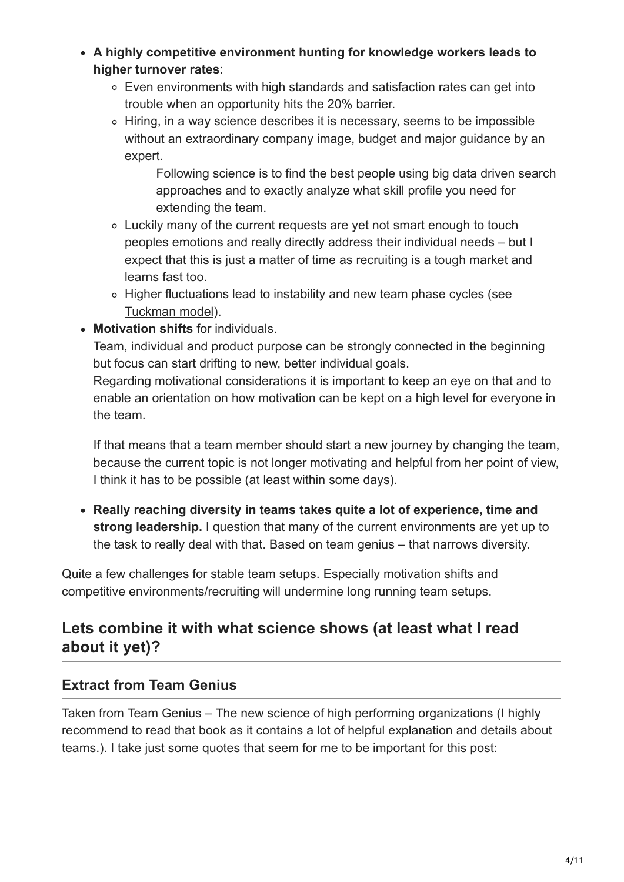- **A highly competitive environment hunting for knowledge workers leads to higher turnover rates**:
  - Even environments with high standards and satisfaction rates can get into trouble when an opportunity hits the 20% barrier.
  - Hiring, in a way science describes it is necessary, seems to be impossible without an extraordinary company image, budget and major guidance by an expert.

    Following science is to find the best people using big data driven search approaches and to exactly analyze what skill profile you need for extending the team.
  - Luckily many of the current requests are yet not smart enough to touch peoples emotions and really directly address their individual needs – but I expect that this is just a matter of time as recruiting is a tough market and learns fast too.
  - Higher fluctuations lead to instability and new team phase cycles (see Tuckman model).
- **Motivation shifts** for individuals.
  Team, individual and product purpose can be strongly connected in the beginning but focus can start drifting to new, better individual goals.
  Regarding motivational considerations it is important to keep an eye on that and to enable an orientation on how motivation can be kept on a high level for everyone in the team.

  If that means that a team member should start a new journey by changing the team, because the current topic is not longer motivating and helpful from her point of view, I think it has to be possible (at least within some days).
- **Really reaching diversity in teams takes quite a lot of experience, time and strong leadership.** I question that many of the current environments are yet up to the task to really deal with that. Based on team genius – that narrows diversity.

Quite a few challenges for stable team setups. Especially motivation shifts and competitive environments/recruiting will undermine long running team setups.

## Lets combine it with what science shows (at least what I read about it yet)?

### Extract from Team Genius

Taken from Team Genius – The new science of high performing organizations (I highly recommend to read that book as it contains a lot of helpful explanation and details about teams.). I take just some quotes that seem for me to be important for this post: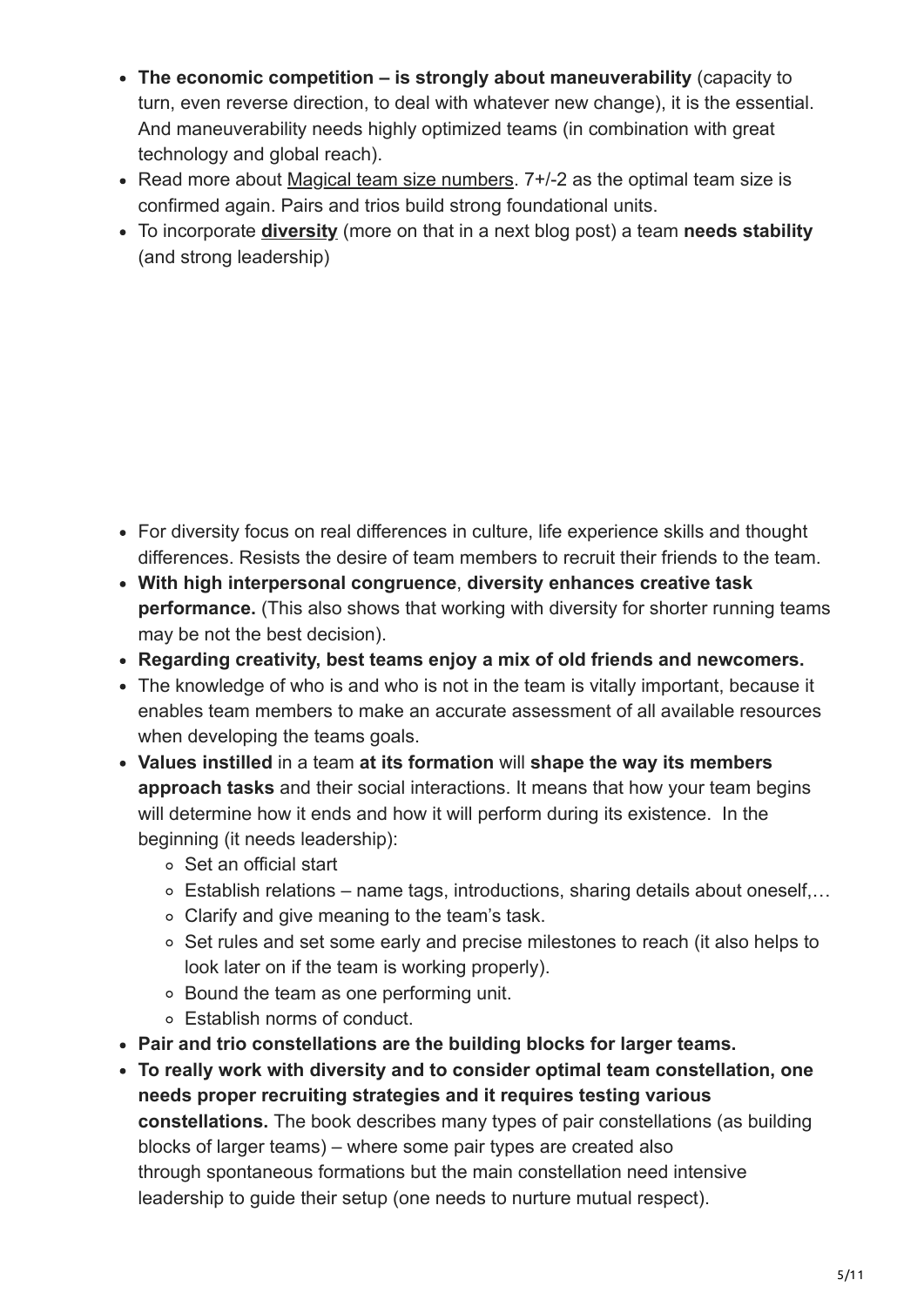- **The economic competition – is strongly about maneuverability** (capacity to turn, even reverse direction, to deal with whatever new change), it is the essential. And maneuverability needs highly optimized teams (in combination with great technology and global reach).
- Read more about Magical team size numbers. 7+/-2 as the optimal team size is confirmed again. Pairs and trios build strong foundational units.
- To incorporate **diversity** (more on that in a next blog post) a team **needs stability** (and strong leadership)

- For diversity focus on real differences in culture, life experience skills and thought differences. Resists the desire of team members to recruit their friends to the team.
- **With high interpersonal congruence**, **diversity enhances creative task performance.** (This also shows that working with diversity for shorter running teams may be not the best decision).
- **Regarding creativity, best teams enjoy a mix of old friends and newcomers.**
- The knowledge of who is and who is not in the team is vitally important, because it enables team members to make an accurate assessment of all available resources when developing the teams goals.
- **Values instilled** in a team **at its formation** will **shape the way its members approach tasks** and their social interactions. It means that how your team begins will determine how it ends and how it will perform during its existence. In the beginning (it needs leadership):
  - Set an official start
  - Establish relations – name tags, introductions, sharing details about oneself,…
  - Clarify and give meaning to the team's task.
  - Set rules and set some early and precise milestones to reach (it also helps to look later on if the team is working properly).
  - Bound the team as one performing unit.
  - Establish norms of conduct.
- **Pair and trio constellations are the building blocks for larger teams.**
- **To really work with diversity and to consider optimal team constellation, one needs proper recruiting strategies and it requires testing various constellations.** The book describes many types of pair constellations (as building blocks of larger teams) – where some pair types are created also through spontaneous formations but the main constellation need intensive leadership to guide their setup (one needs to nurture mutual respect).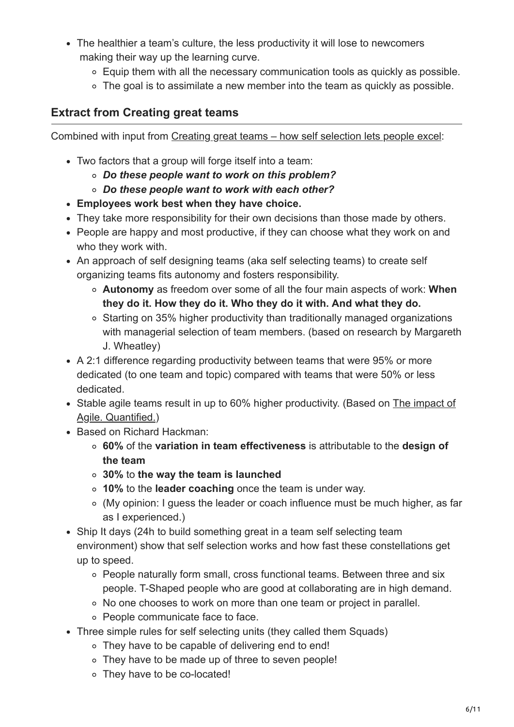- The healthier a team's culture, the less productivity it will lose to newcomers making their way up the learning curve.
  - Equip them with all the necessary communication tools as quickly as possible.
  - The goal is to assimilate a new member into the team as quickly as possible.

## Extract from Creating great teams

Combined with input from [Creating great teams – how self selection lets people excel]():

- Two factors that a group will forge itself into a team:
  - ***Do these people want to work on this problem?***
  - ***Do these people want to work with each other?***
- **Employees work best when they have choice.**
- They take more responsibility for their own decisions than those made by others.
- People are happy and most productive, if they can choose what they work on and who they work with.
- An approach of self designing teams (aka self selecting teams) to create self organizing teams fits autonomy and fosters responsibility.
  - **Autonomy** as freedom over some of all the four main aspects of work: **When they do it. How they do it. Who they do it with. And what they do.**
  - Starting on 35% higher productivity than traditionally managed organizations with managerial selection of team members. (based on research by Margareth J. Wheatley)
- A 2:1 difference regarding productivity between teams that were 95% or more dedicated (to one team and topic) compared with teams that were 50% or less dedicated.
- Stable agile teams result in up to 60% higher productivity. (Based on [The impact of Agile. Quantified.]())
- Based on Richard Hackman:
  - **60%** of the **variation in team effectiveness** is attributable to the **design of the team**
  - **30%** to **the way the team is launched**
  - **10%** to the **leader coaching** once the team is under way.
  - (My opinion: I guess the leader or coach influence must be much higher, as far as I experienced.)
- Ship It days (24h to build something great in a team self selecting team environment) show that self selection works and how fast these constellations get up to speed.
  - People naturally form small, cross functional teams. Between three and six people. T-Shaped people who are good at collaborating are in high demand.
  - No one chooses to work on more than one team or project in parallel.
  - People communicate face to face.
- Three simple rules for self selecting units (they called them Squads)
  - They have to be capable of delivering end to end!
  - They have to be made up of three to seven people!
  - They have to be co-located!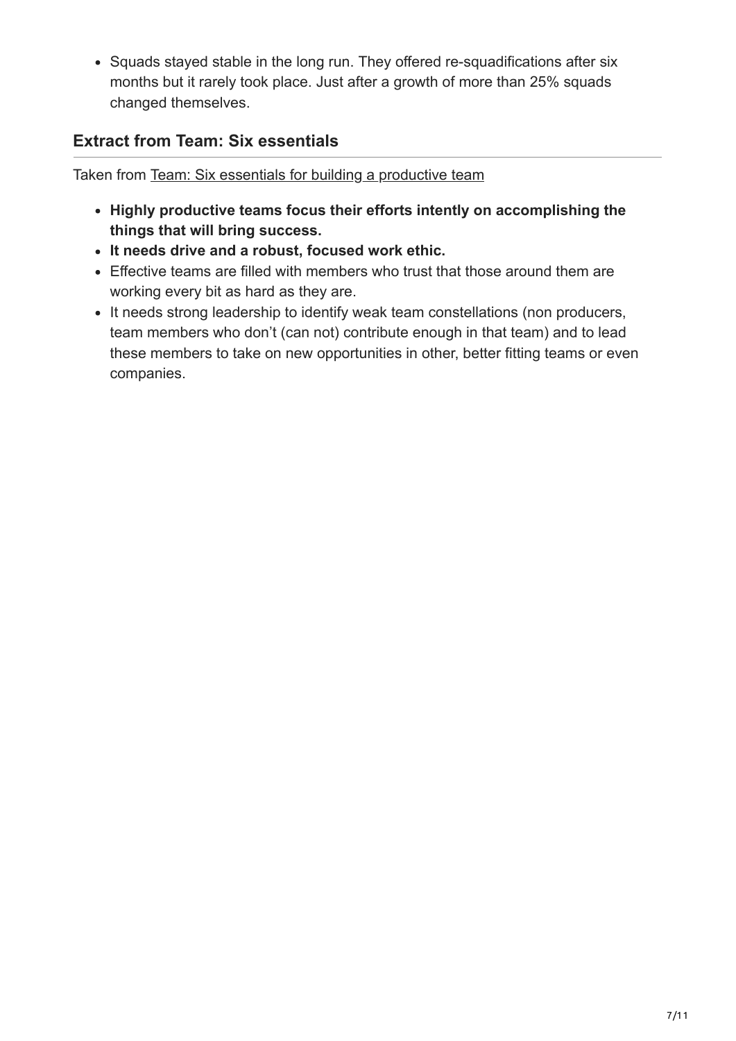- Squads stayed stable in the long run. They offered re-squadifications after six months but it rarely took place. Just after a growth of more than 25% squads changed themselves.

## Extract from Team: Six essentials

Taken from Team: Six essentials for building a productive team

- **Highly productive teams focus their efforts intently on accomplishing the things that will bring success.**
- **It needs drive and a robust, focused work ethic.**
- Effective teams are filled with members who trust that those around them are working every bit as hard as they are.
- It needs strong leadership to identify weak team constellations (non producers, team members who don't (can not) contribute enough in that team) and to lead these members to take on new opportunities in other, better fitting teams or even companies.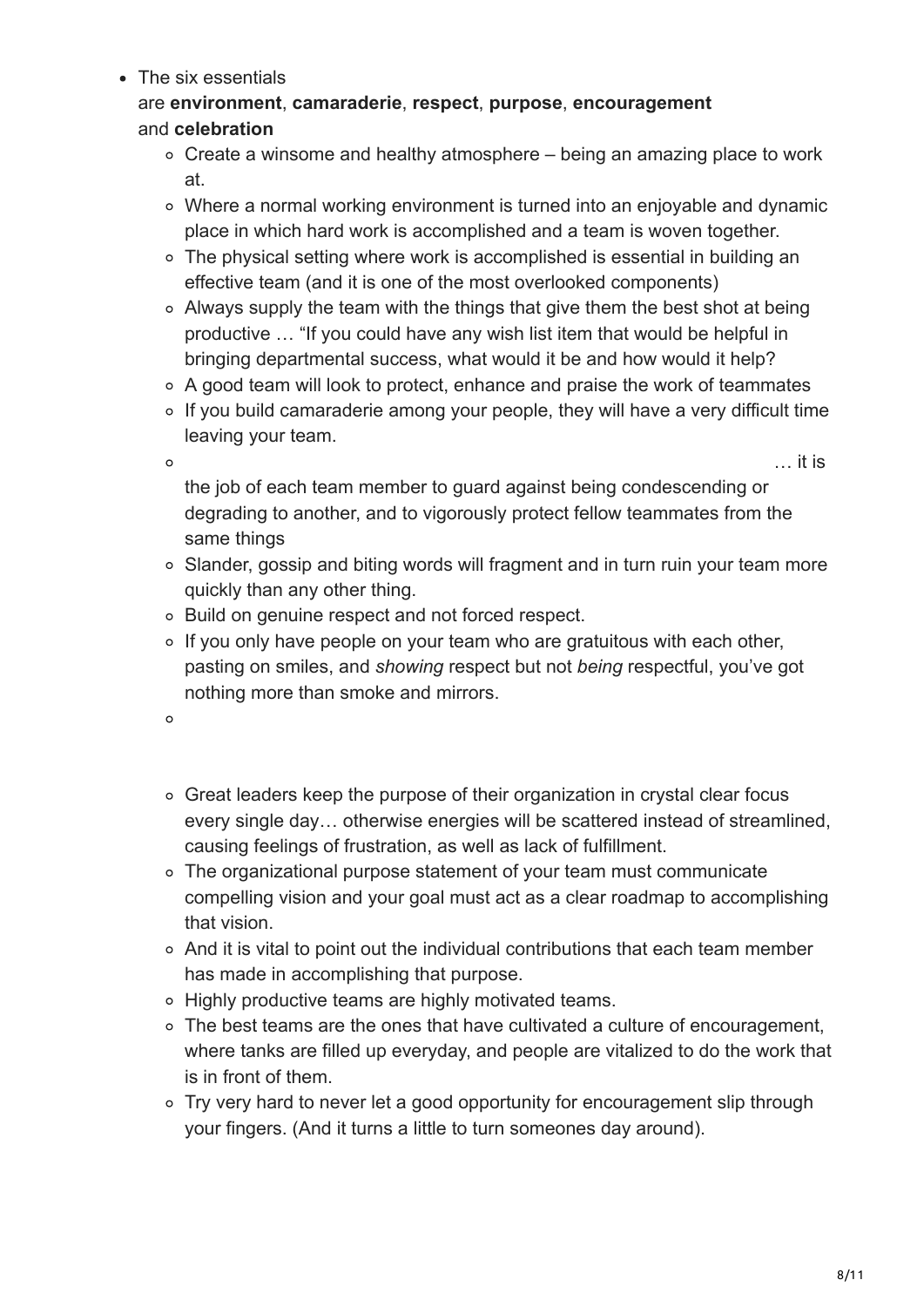- The six essentials are **environment**, **camaraderie**, **respect**, **purpose**, **encouragement** and **celebration**
  - Create a winsome and healthy atmosphere – being an amazing place to work at.
  - Where a normal working environment is turned into an enjoyable and dynamic place in which hard work is accomplished and a team is woven together.
  - The physical setting where work is accomplished is essential in building an effective team (and it is one of the most overlooked components)
  - Always supply the team with the things that give them the best shot at being productive … "If you could have any wish list item that would be helpful in bringing departmental success, what would it be and how would it help?
  - A good team will look to protect, enhance and praise the work of teammates
  - If you build camaraderie among your people, they will have a very difficult time leaving your team.
  - … it is the job of each team member to guard against being condescending or degrading to another, and to vigorously protect fellow teammates from the same things
  - Slander, gossip and biting words will fragment and in turn ruin your team more quickly than any other thing.
  - Build on genuine respect and not forced respect.
  - If you only have people on your team who are gratuitous with each other, pasting on smiles, and *showing* respect but not *being* respectful, you've got nothing more than smoke and mirrors.
  - Great leaders keep the purpose of their organization in crystal clear focus every single day… otherwise energies will be scattered instead of streamlined, causing feelings of frustration, as well as lack of fulfillment.
  - The organizational purpose statement of your team must communicate compelling vision and your goal must act as a clear roadmap to accomplishing that vision.
  - And it is vital to point out the individual contributions that each team member has made in accomplishing that purpose.
  - Highly productive teams are highly motivated teams.
  - The best teams are the ones that have cultivated a culture of encouragement, where tanks are filled up everyday, and people are vitalized to do the work that is in front of them.
  - Try very hard to never let a good opportunity for encouragement slip through your fingers. (And it turns a little to turn someones day around).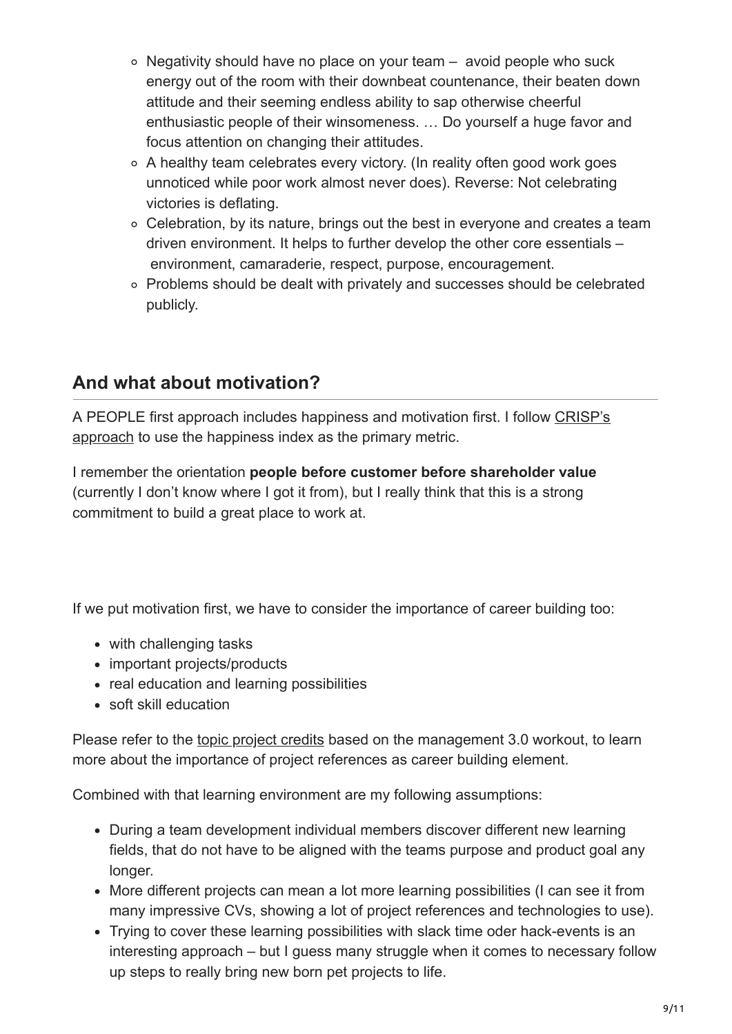- Negativity should have no place on your team – avoid people who suck energy out of the room with their downbeat countenance, their beaten down attitude and their seeming endless ability to sap otherwise cheerful enthusiastic people of their winsomeness. … Do yourself a huge favor and focus attention on changing their attitudes.
- A healthy team celebrates every victory. (In reality often good work goes unnoticed while poor work almost never does). Reverse: Not celebrating victories is deflating.
- Celebration, by its nature, brings out the best in everyone and creates a team driven environment. It helps to further develop the other core essentials – environment, camaraderie, respect, purpose, encouragement.
- Problems should be dealt with privately and successes should be celebrated publicly.

## And what about motivation?

A PEOPLE first approach includes happiness and motivation first. I follow CRISP's approach to use the happiness index as the primary metric.

I remember the orientation **people before customer before shareholder value** (currently I don't know where I got it from), but I really think that this is a strong commitment to build a great place to work at.

If we put motivation first, we have to consider the importance of career building too:

- with challenging tasks
- important projects/products
- real education and learning possibilities
- soft skill education

Please refer to the topic project credits based on the management 3.0 workout, to learn more about the importance of project references as career building element.

Combined with that learning environment are my following assumptions:

- During a team development individual members discover different new learning fields, that do not have to be aligned with the teams purpose and product goal any longer.
- More different projects can mean a lot more learning possibilities (I can see it from many impressive CVs, showing a lot of project references and technologies to use).
- Trying to cover these learning possibilities with slack time oder hack-events is an interesting approach – but I guess many struggle when it comes to necessary follow up steps to really bring new born pet projects to life.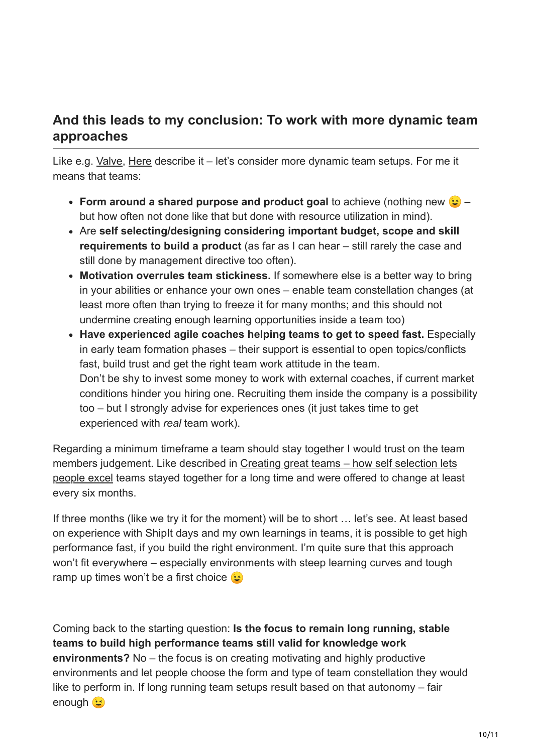## And this leads to my conclusion: To work with more dynamic team approaches

Like e.g. Valve, Here describe it – let's consider more dynamic team setups. For me it means that teams:

- **Form around a shared purpose and product goal** to achieve (nothing new 😉 – but how often not done like that but done with resource utilization in mind).
- Are **self selecting/designing considering important budget, scope and skill requirements to build a product** (as far as I can hear – still rarely the case and still done by management directive too often).
- **Motivation overrules team stickiness.** If somewhere else is a better way to bring in your abilities or enhance your own ones – enable team constellation changes (at least more often than trying to freeze it for many months; and this should not undermine creating enough learning opportunities inside a team too)
- **Have experienced agile coaches helping teams to get to speed fast.** Especially in early team formation phases – their support is essential to open topics/conflicts fast, build trust and get the right team work attitude in the team.
  Don't be shy to invest some money to work with external coaches, if current market conditions hinder you hiring one. Recruiting them inside the company is a possibility too – but I strongly advise for experiences ones (it just takes time to get experienced with *real* team work).

Regarding a minimum timeframe a team should stay together I would trust on the team members judgement. Like described in Creating great teams – how self selection lets people excel teams stayed together for a long time and were offered to change at least every six months.

If three months (like we try it for the moment) will be to short … let's see. At least based on experience with ShipIt days and my own learnings in teams, it is possible to get high performance fast, if you build the right environment. I'm quite sure that this approach won't fit everywhere – especially environments with steep learning curves and tough ramp up times won't be a first choice 😉

Coming back to the starting question: **Is the focus to remain long running, stable teams to build high performance teams still valid for knowledge work environments?** No – the focus is on creating motivating and highly productive environments and let people choose the form and type of team constellation they would like to perform in. If long running team setups result based on that autonomy – fair enough 😉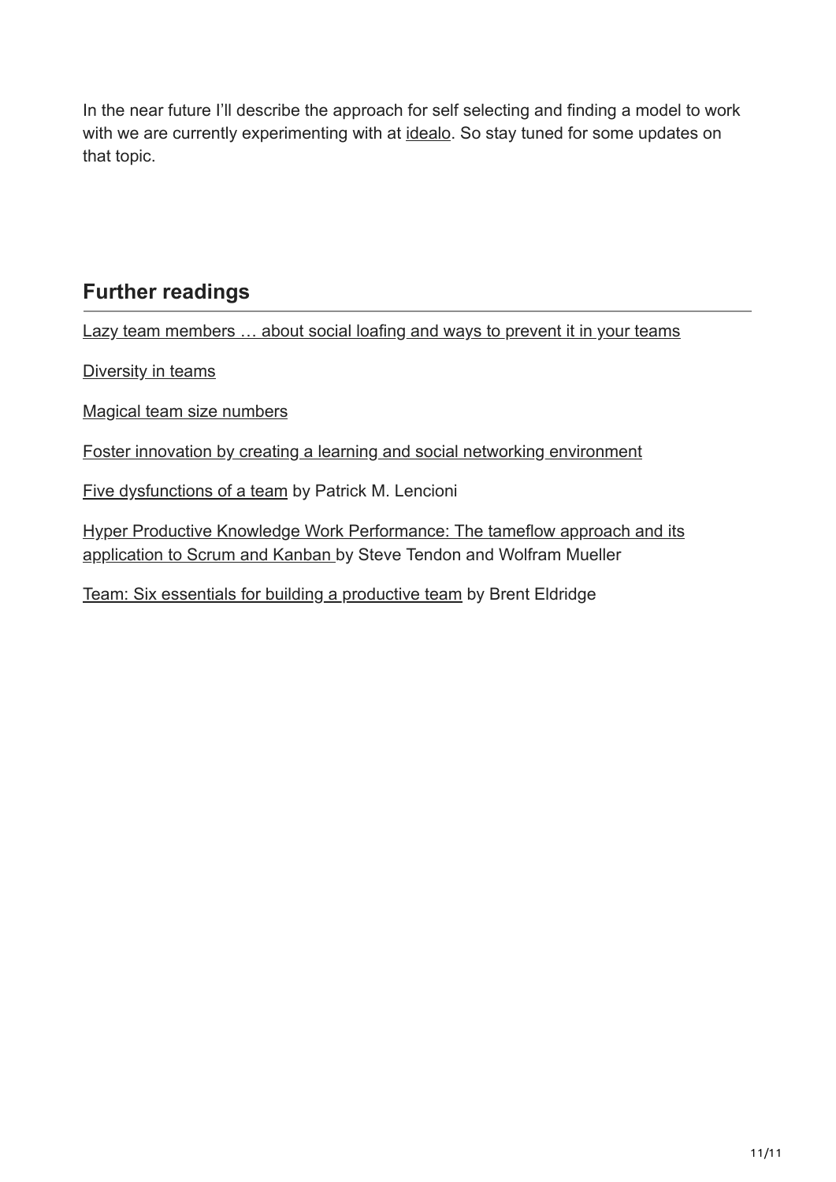In the near future I'll describe the approach for self selecting and finding a model to work with we are currently experimenting with at idealo. So stay tuned for some updates on that topic.

## Further readings

Lazy team members … about social loafing and ways to prevent it in your teams

Diversity in teams

Magical team size numbers

Foster innovation by creating a learning and social networking environment

Five dysfunctions of a team by Patrick M. Lencioni

Hyper Productive Knowledge Work Performance: The tameflow approach and its application to Scrum and Kanban by Steve Tendon and Wolfram Mueller

Team: Six essentials for building a productive team by Brent Eldridge